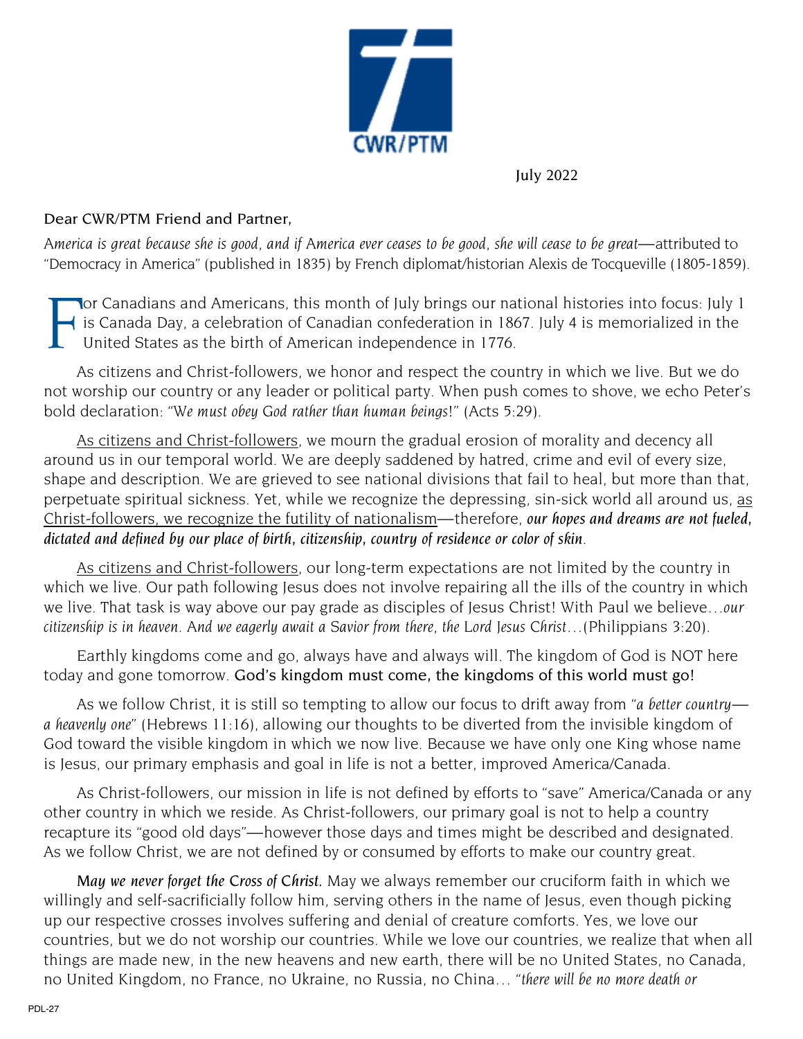CWR/PTM

July 2022

Dear CWR/PTM Friend and Partner,

*America is great because she is good, and if America ever ceases to be good, she will cease to be great*—attributed to "Democracy in America" (published in 1835) by French diplomat/historian Alexis de Tocqueville (1805-1859).

For Canadians and Americans, this month of July brings our national histories into focus: July 1 is Canada Day, a celebration of Canadian confederation in 1867. July 4 is memorialized in the United States as the birth of American independence in 1776.

As citizens and Christ-followers, we honor and respect the country in which we live. But we do not worship our country or any leader or political party. When push comes to shove, we echo Peter's bold declaration: "*We must obey God rather than human beings*!" (Acts 5:29).

<u>As citizens and Christ-followers</u>, we mourn the gradual erosion of morality and decency all around us in our temporal world. We are deeply saddened by hatred, crime and evil of every size, shape and description. We are grieved to see national divisions that fail to heal, but more than that, perpetuate spiritual sickness. Yet, while we recognize the depressing, sin-sick world all around us, <u>as Christ-followers, we recognize the futility of nationalism</u>—therefore, ***our hopes and dreams are not fueled, dictated and defined by our place of birth, citizenship, country of residence or color of skin***.

<u>As citizens and Christ-followers</u>, our long-term expectations are not limited by the country in which we live. Our path following Jesus does not involve repairing all the ills of the country in which we live. That task is way above our pay grade as disciples of Jesus Christ! With Paul we believe…*our citizenship is in heaven. And we eagerly await a Savior from there, the Lord Jesus Christ*…(Philippians 3:20).

Earthly kingdoms come and go, always have and always will. The kingdom of God is NOT here today and gone tomorrow. **God's kingdom must come, the kingdoms of this world must go!**

As we follow Christ, it is still so tempting to allow our focus to drift away from "*a better country—a heavenly one*" (Hebrews 11:16), allowing our thoughts to be diverted from the invisible kingdom of God toward the visible kingdom in which we now live. Because we have only one King whose name is Jesus, our primary emphasis and goal in life is not a better, improved America/Canada.

As Christ-followers, our mission in life is not defined by efforts to "save" America/Canada or any other country in which we reside. As Christ-followers, our primary goal is not to help a country recapture its "good old days"—however those days and times might be described and designated. As we follow Christ, we are not defined by or consumed by efforts to make our country great.

***May we never forget the Cross of Christ.*** May we always remember our cruciform faith in which we willingly and self-sacrificially follow him, serving others in the name of Jesus, even though picking up our respective crosses involves suffering and denial of creature comforts. Yes, we love our countries, but we do not worship our countries. While we love our countries, we realize that when all things are made new, in the new heavens and new earth, there will be no United States, no Canada, no United Kingdom, no France, no Ukraine, no Russia, no China… "*there will be no more death or*

PDL-27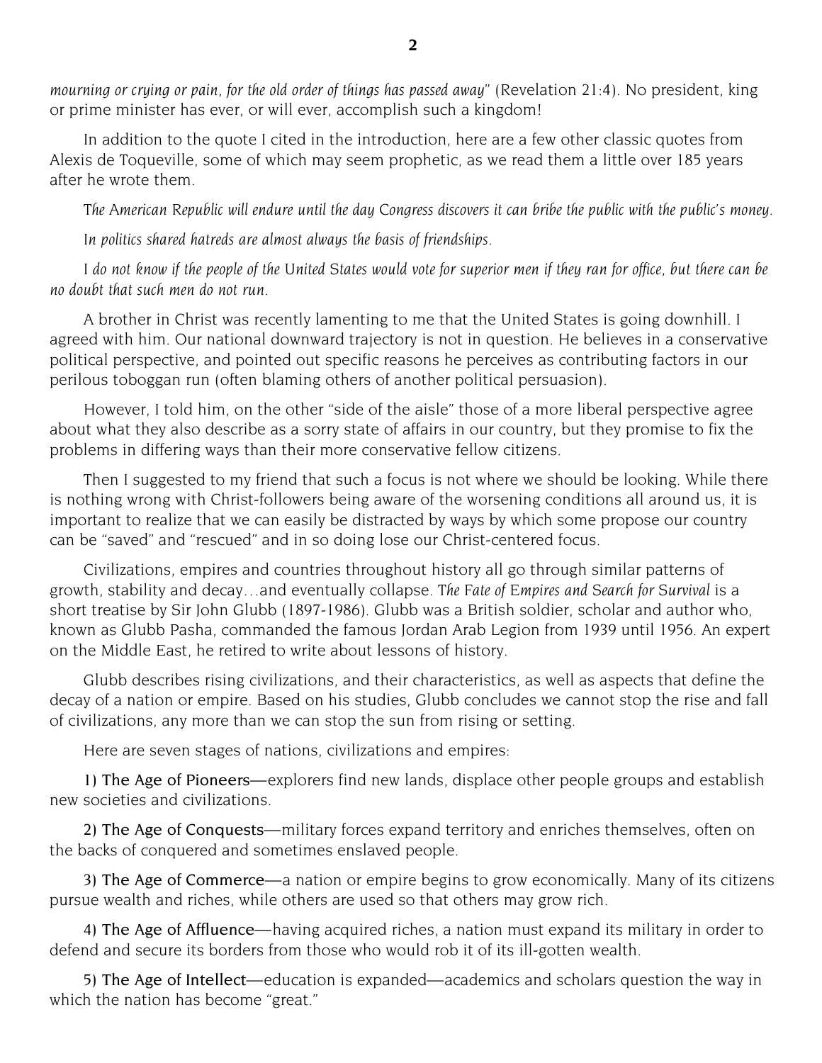*mourning or crying or pain, for the old order of things has passed away"* (Revelation 21:4). No president, king or prime minister has ever, or will ever, accomplish such a kingdom!

In addition to the quote I cited in the introduction, here are a few other classic quotes from Alexis de Toqueville, some of which may seem prophetic, as we read them a little over 185 years after he wrote them.

*The American Republic will endure until the day Congress discovers it can bribe the public with the public's money.*

*In politics shared hatreds are almost always the basis of friendships.*

*I do not know if the people of the United States would vote for superior men if they ran for office, but there can be no doubt that such men do not run.*

A brother in Christ was recently lamenting to me that the United States is going downhill. I agreed with him. Our national downward trajectory is not in question. He believes in a conservative political perspective, and pointed out specific reasons he perceives as contributing factors in our perilous toboggan run (often blaming others of another political persuasion).

However, I told him, on the other "side of the aisle" those of a more liberal perspective agree about what they also describe as a sorry state of affairs in our country, but they promise to fix the problems in differing ways than their more conservative fellow citizens.

Then I suggested to my friend that such a focus is not where we should be looking. While there is nothing wrong with Christ-followers being aware of the worsening conditions all around us, it is important to realize that we can easily be distracted by ways by which some propose our country can be "saved" and "rescued" and in so doing lose our Christ-centered focus.

Civilizations, empires and countries throughout history all go through similar patterns of growth, stability and decay…and eventually collapse. *The Fate of Empires and Search for Survival* is a short treatise by Sir John Glubb (1897-1986). Glubb was a British soldier, scholar and author who, known as Glubb Pasha, commanded the famous Jordan Arab Legion from 1939 until 1956. An expert on the Middle East, he retired to write about lessons of history.

Glubb describes rising civilizations, and their characteristics, as well as aspects that define the decay of a nation or empire. Based on his studies, Glubb concludes we cannot stop the rise and fall of civilizations, any more than we can stop the sun from rising or setting.

Here are seven stages of nations, civilizations and empires:

1) The Age of Pioneers—explorers find new lands, displace other people groups and establish new societies and civilizations.

2) The Age of Conquests—military forces expand territory and enriches themselves, often on the backs of conquered and sometimes enslaved people.

3) The Age of Commerce—a nation or empire begins to grow economically. Many of its citizens pursue wealth and riches, while others are used so that others may grow rich.

4) The Age of Affluence—having acquired riches, a nation must expand its military in order to defend and secure its borders from those who would rob it of its ill-gotten wealth.

5) The Age of Intellect—education is expanded—academics and scholars question the way in which the nation has become "great."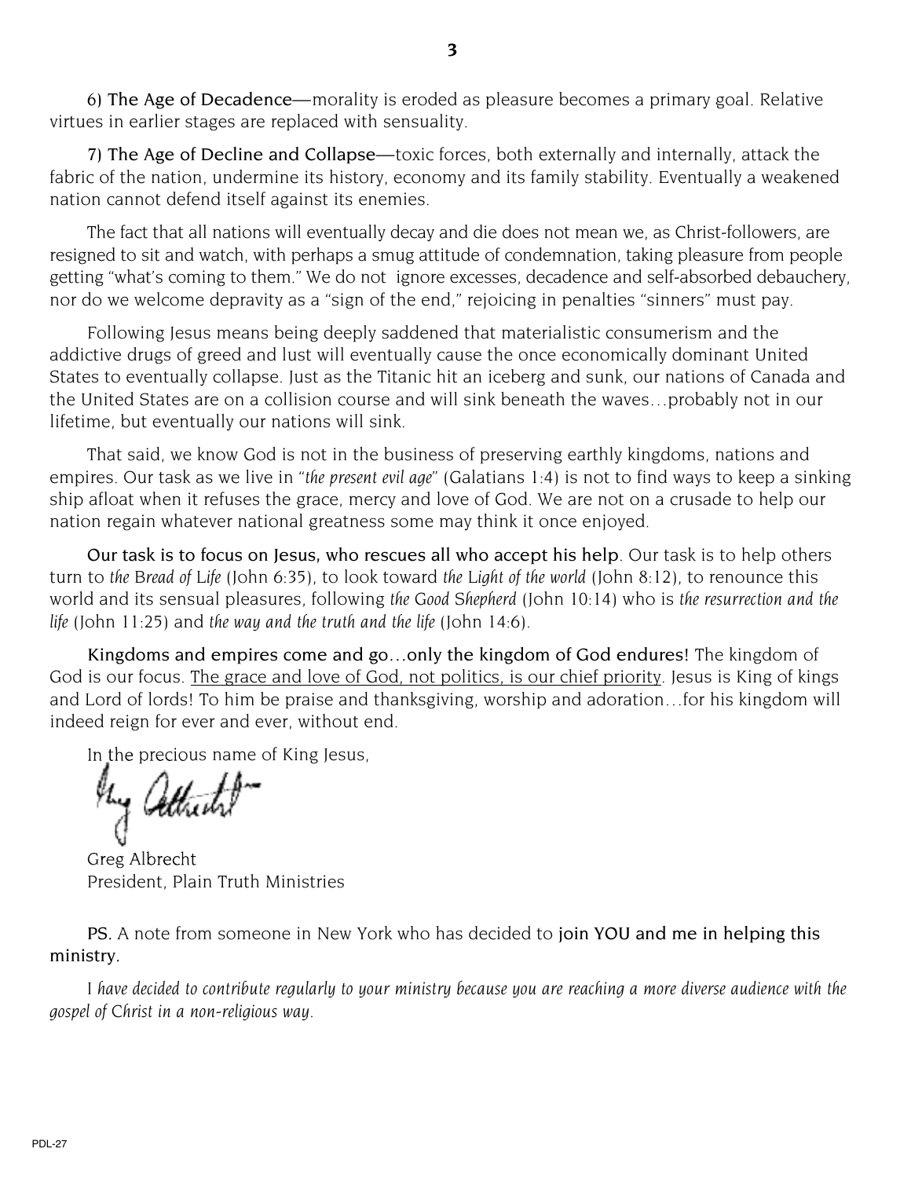**6) The Age of Decadence**—morality is eroded as pleasure becomes a primary goal. Relative virtues in earlier stages are replaced with sensuality.

**7) The Age of Decline and Collapse**—toxic forces, both externally and internally, attack the fabric of the nation, undermine its history, economy and its family stability. Eventually a weakened nation cannot defend itself against its enemies.

The fact that all nations will eventually decay and die does not mean we, as Christ-followers, are resigned to sit and watch, with perhaps a smug attitude of condemnation, taking pleasure from people getting "what's coming to them." We do not ignore excesses, decadence and self-absorbed debauchery, nor do we welcome depravity as a "sign of the end," rejoicing in penalties "sinners" must pay.

Following Jesus means being deeply saddened that materialistic consumerism and the addictive drugs of greed and lust will eventually cause the once economically dominant United States to eventually collapse. Just as the Titanic hit an iceberg and sunk, our nations of Canada and the United States are on a collision course and will sink beneath the waves…probably not in our lifetime, but eventually our nations will sink.

That said, we know God is not in the business of preserving earthly kingdoms, nations and empires. Our task as we live in "*the present evil age*" (Galatians 1:4) is not to find ways to keep a sinking ship afloat when it refuses the grace, mercy and love of God. We are not on a crusade to help our nation regain whatever national greatness some may think it once enjoyed.

**Our task is to focus on Jesus, who rescues all who accept his help**. Our task is to help others turn to *the Bread of Life* (John 6:35), to look toward *the Light of the world* (John 8:12), to renounce this world and its sensual pleasures, following *the Good Shepherd* (John 10:14) who is *the resurrection and the life* (John 11:25) and *the way and the truth and the life* (John 14:6).

**Kingdoms and empires come and go…only the kingdom of God endures!** The kingdom of God is our focus. <u>The grace and love of God, not politics, is our chief priority</u>. Jesus is King of kings and Lord of lords! To him be praise and thanksgiving, worship and adoration…for his kingdom will indeed reign for ever and ever, without end.

In the precious name of King Jesus,

Greg Albrecht
President, Plain Truth Ministries

**PS.** A note from someone in New York who has decided to **join YOU and me in helping this ministry.**

*I have decided to contribute regularly to your ministry because you are reaching a more diverse audience with the gospel of Christ in a non-religious way.*

PDL-27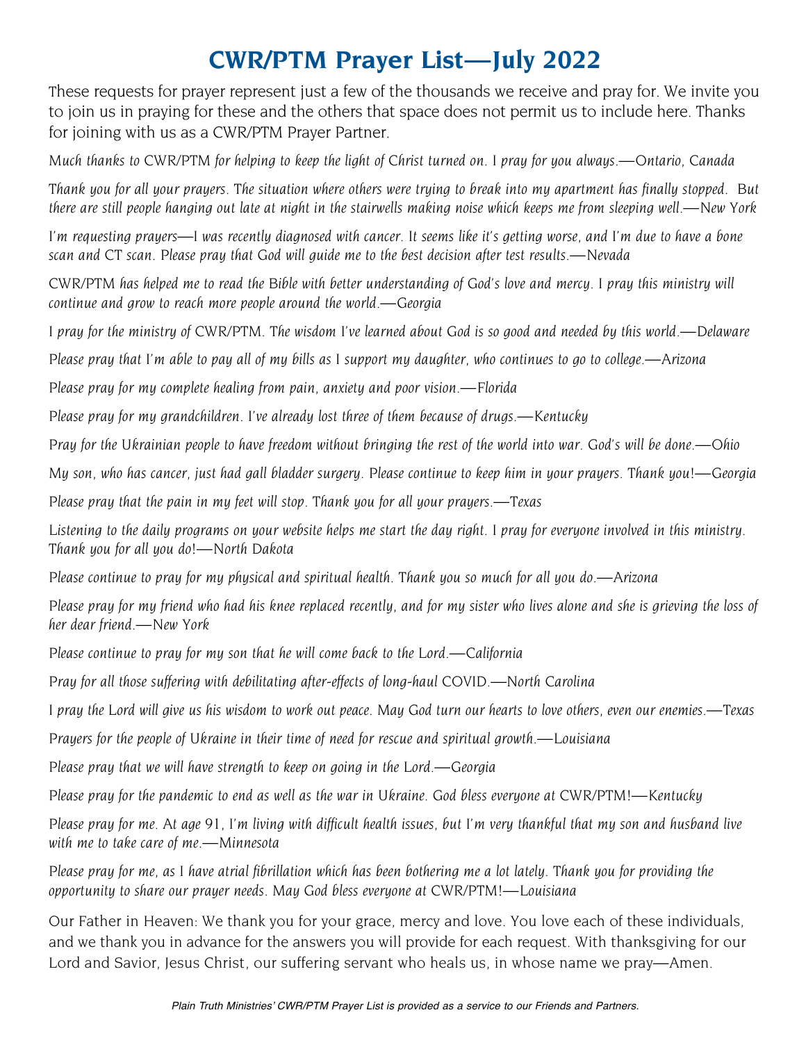# CWR/PTM Prayer List—July 2022

These requests for prayer represent just a few of the thousands we receive and pray for. We invite you to join us in praying for these and the others that space does not permit us to include here. Thanks for joining with us as a CWR/PTM Prayer Partner.

*Much thanks to CWR/PTM for helping to keep the light of Christ turned on. I pray for you always.—Ontario, Canada*

*Thank you for all your prayers. The situation where others were trying to break into my apartment has finally stopped. But there are still people hanging out late at night in the stairwells making noise which keeps me from sleeping well.—New York*

*I'm requesting prayers—I was recently diagnosed with cancer. It seems like it's getting worse, and I'm due to have a bone scan and CT scan. Please pray that God will guide me to the best decision after test results.—Nevada*

*CWR/PTM has helped me to read the Bible with better understanding of God's love and mercy. I pray this ministry will continue and grow to reach more people around the world.—Georgia*

*I pray for the ministry of CWR/PTM. The wisdom I've learned about God is so good and needed by this world.—Delaware*

*Please pray that I'm able to pay all of my bills as I support my daughter, who continues to go to college.—Arizona*

*Please pray for my complete healing from pain, anxiety and poor vision.—Florida*

*Please pray for my grandchildren. I've already lost three of them because of drugs.—Kentucky*

*Pray for the Ukrainian people to have freedom without bringing the rest of the world into war. God's will be done.—Ohio*

*My son, who has cancer, just had gall bladder surgery. Please continue to keep him in your prayers. Thank you!—Georgia*

*Please pray that the pain in my feet will stop. Thank you for all your prayers.—Texas*

*Listening to the daily programs on your website helps me start the day right. I pray for everyone involved in this ministry. Thank you for all you do!—North Dakota*

*Please continue to pray for my physical and spiritual health. Thank you so much for all you do.—Arizona*

*Please pray for my friend who had his knee replaced recently, and for my sister who lives alone and she is grieving the loss of her dear friend.—New York*

*Please continue to pray for my son that he will come back to the Lord.—California*

*Pray for all those suffering with debilitating after-effects of long-haul COVID.—North Carolina*

*I pray the Lord will give us his wisdom to work out peace. May God turn our hearts to love others, even our enemies.—Texas*

*Prayers for the people of Ukraine in their time of need for rescue and spiritual growth.—Louisiana*

*Please pray that we will have strength to keep on going in the Lord.—Georgia*

*Please pray for the pandemic to end as well as the war in Ukraine. God bless everyone at CWR/PTM!—Kentucky*

*Please pray for me. At age 91, I'm living with difficult health issues, but I'm very thankful that my son and husband live with me to take care of me.—Minnesota*

*Please pray for me, as I have atrial fibrillation which has been bothering me a lot lately. Thank you for providing the opportunity to share our prayer needs. May God bless everyone at CWR/PTM!—Louisiana*

Our Father in Heaven: We thank you for your grace, mercy and love. You love each of these individuals, and we thank you in advance for the answers you will provide for each request. With thanksgiving for our Lord and Savior, Jesus Christ, our suffering servant who heals us, in whose name we pray—Amen.

*Plain Truth Ministries' CWR/PTM Prayer List is provided as a service to our Friends and Partners.*